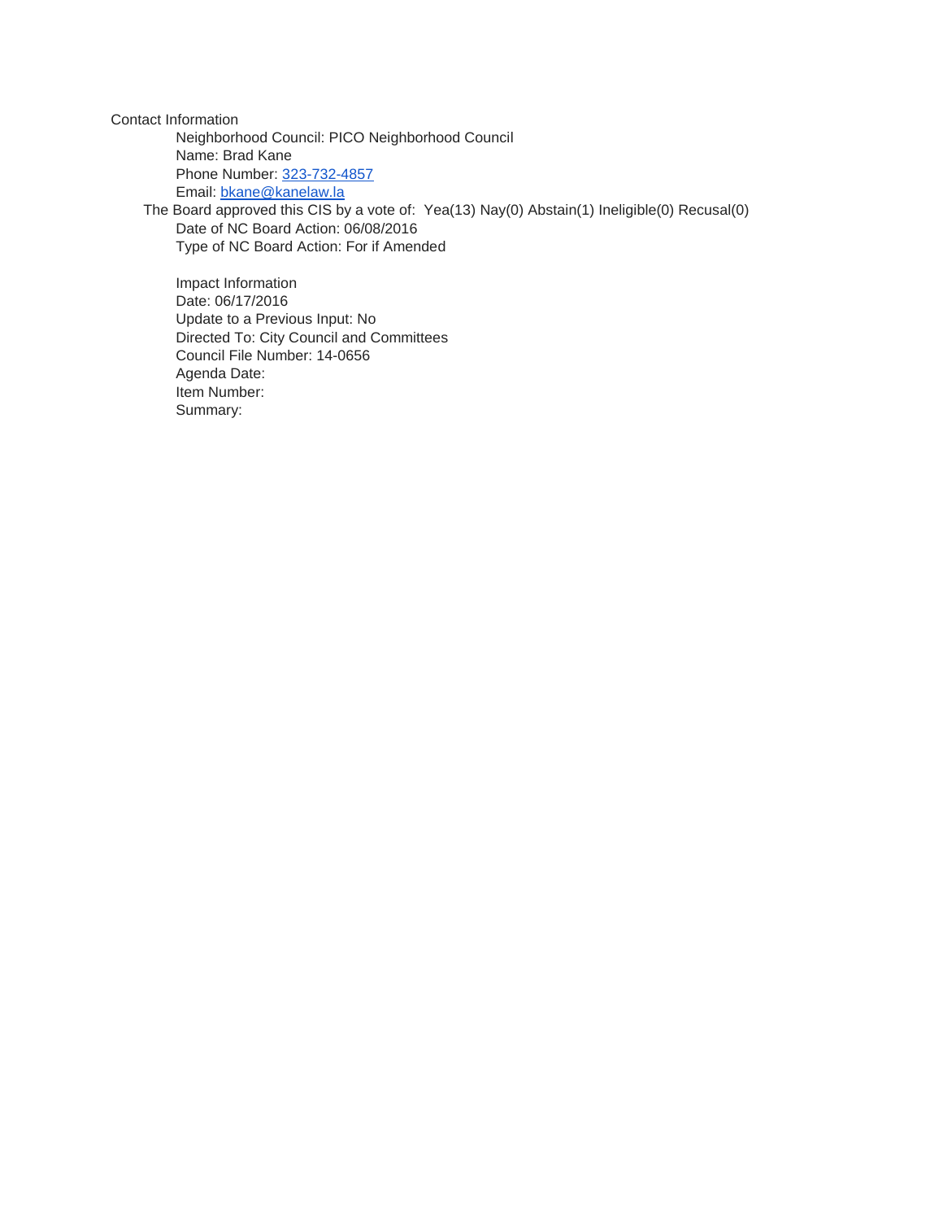Contact Information

Neighborhood Council: PICO Neighborhood Council
Name: Brad Kane
Phone Number: 323-732-4857
Email: bkane@kanelaw.la

The Board approved this CIS by a vote of: Yea(13) Nay(0) Abstain(1) Ineligible(0) Recusal(0)

Date of NC Board Action: 06/08/2016
Type of NC Board Action: For if Amended

Impact Information
Date: 06/17/2016
Update to a Previous Input: No
Directed To: City Council and Committees
Council File Number: 14-0656
Agenda Date:
Item Number:
Summary: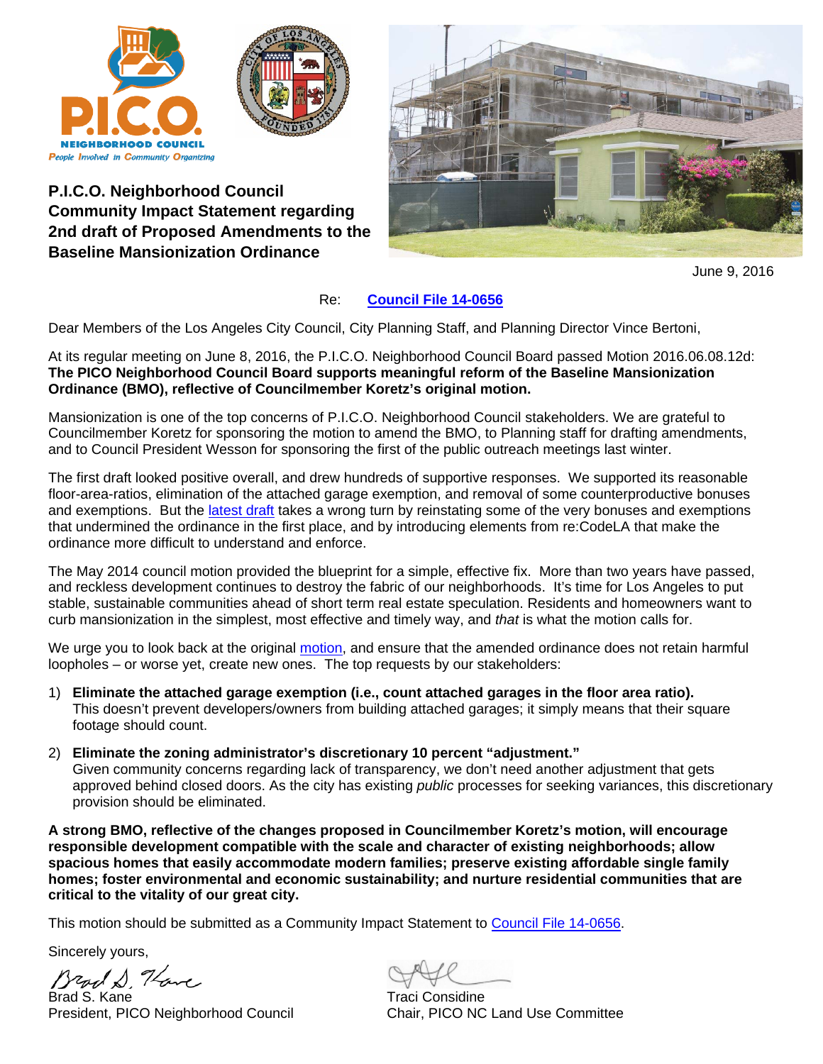**P.I.C.O. Neighborhood Council Community Impact Statement regarding 2nd draft of Proposed Amendments to the Baseline Mansionization Ordinance**

June 9, 2016

Re: **Council File 14-0656**

Dear Members of the Los Angeles City Council, City Planning Staff, and Planning Director Vince Bertoni,

At its regular meeting on June 8, 2016, the P.I.C.O. Neighborhood Council Board passed Motion 2016.06.08.12d: **The PICO Neighborhood Council Board supports meaningful reform of the Baseline Mansionization Ordinance (BMO), reflective of Councilmember Koretz's original motion.**

Mansionization is one of the top concerns of P.I.C.O. Neighborhood Council stakeholders. We are grateful to Councilmember Koretz for sponsoring the motion to amend the BMO, to Planning staff for drafting amendments, and to Council President Wesson for sponsoring the first of the public outreach meetings last winter.

The first draft looked positive overall, and drew hundreds of supportive responses. We supported its reasonable floor-area-ratios, elimination of the attached garage exemption, and removal of some counterproductive bonuses and exemptions. But the latest draft takes a wrong turn by reinstating some of the very bonuses and exemptions that undermined the ordinance in the first place, and by introducing elements from re:CodeLA that make the ordinance more difficult to understand and enforce.

The May 2014 council motion provided the blueprint for a simple, effective fix. More than two years have passed, and reckless development continues to destroy the fabric of our neighborhoods. It's time for Los Angeles to put stable, sustainable communities ahead of short term real estate speculation. Residents and homeowners want to curb mansionization in the simplest, most effective and timely way, and *that* is what the motion calls for.

We urge you to look back at the original motion, and ensure that the amended ordinance does not retain harmful loopholes – or worse yet, create new ones. The top requests by our stakeholders:

1) **Eliminate the attached garage exemption (i.e., count attached garages in the floor area ratio).** This doesn't prevent developers/owners from building attached garages; it simply means that their square footage should count.

2) **Eliminate the zoning administrator's discretionary 10 percent "adjustment."** Given community concerns regarding lack of transparency, we don't need another adjustment that gets approved behind closed doors. As the city has existing *public* processes for seeking variances, this discretionary provision should be eliminated.

**A strong BMO, reflective of the changes proposed in Councilmember Koretz's motion, will encourage responsible development compatible with the scale and character of existing neighborhoods; allow spacious homes that easily accommodate modern families; preserve existing affordable single family homes; foster environmental and economic sustainability; and nurture residential communities that are critical to the vitality of our great city.**

This motion should be submitted as a Community Impact Statement to Council File 14-0656.

Sincerely yours,

Brad S. Kane
President, PICO Neighborhood Council

Traci Considine
Chair, PICO NC Land Use Committee